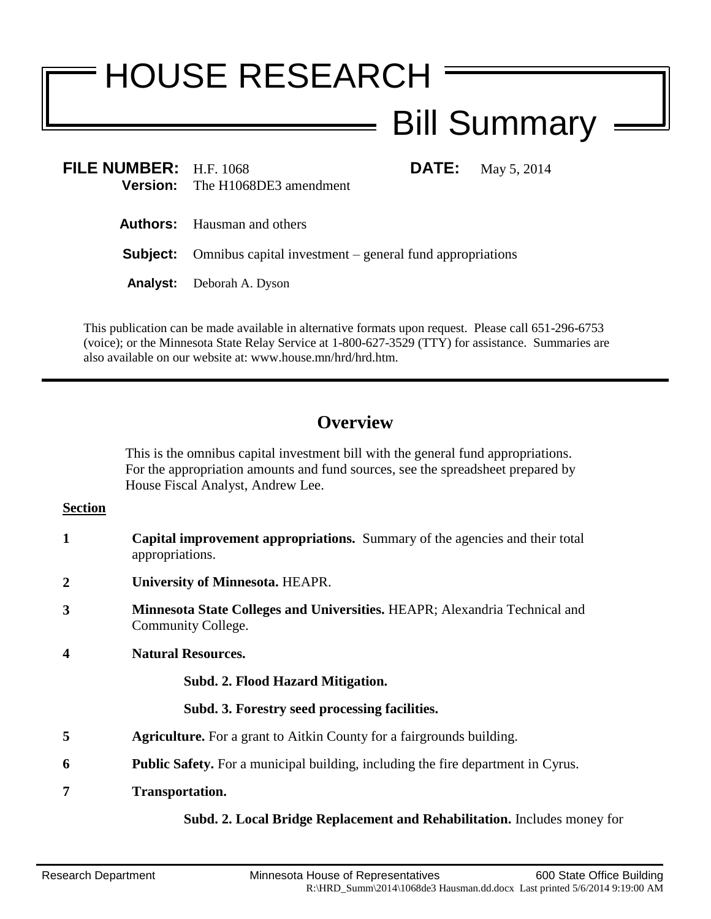# HOUSE RESEARCH

## Bill Summary

**FILE NUMBER:** H.F. 1068 **DATE:** May 5, 2014

**Version:** The H1068DE3 amendment

**Authors:** Hausman and others

**Subject:** Omnibus capital investment – general fund appropriations

**Analyst:** Deborah A. Dyson

This publication can be made available in alternative formats upon request. Please call 651-296-6753 (voice); or the Minnesota State Relay Service at 1-800-627-3529 (TTY) for assistance. Summaries are also available on our website at: www.house.mn/hrd/hrd.htm.

---

## Overview

This is the omnibus capital investment bill with the general fund appropriations. For the appropriation amounts and fund sources, see the spreadsheet prepared by House Fiscal Analyst, Andrew Lee.

**Section**

**1** **Capital improvement appropriations.** Summary of the agencies and their total appropriations.

**2** **University of Minnesota.** HEAPR.

**3** **Minnesota State Colleges and Universities.** HEAPR; Alexandria Technical and Community College.

**4** **Natural Resources.**

**Subd. 2. Flood Hazard Mitigation.**

**Subd. 3. Forestry seed processing facilities.**

**5** **Agriculture.** For a grant to Aitkin County for a fairgrounds building.

**6** **Public Safety.** For a municipal building, including the fire department in Cyrus.

**7** **Transportation.**

**Subd. 2. Local Bridge Replacement and Rehabilitation.** Includes money for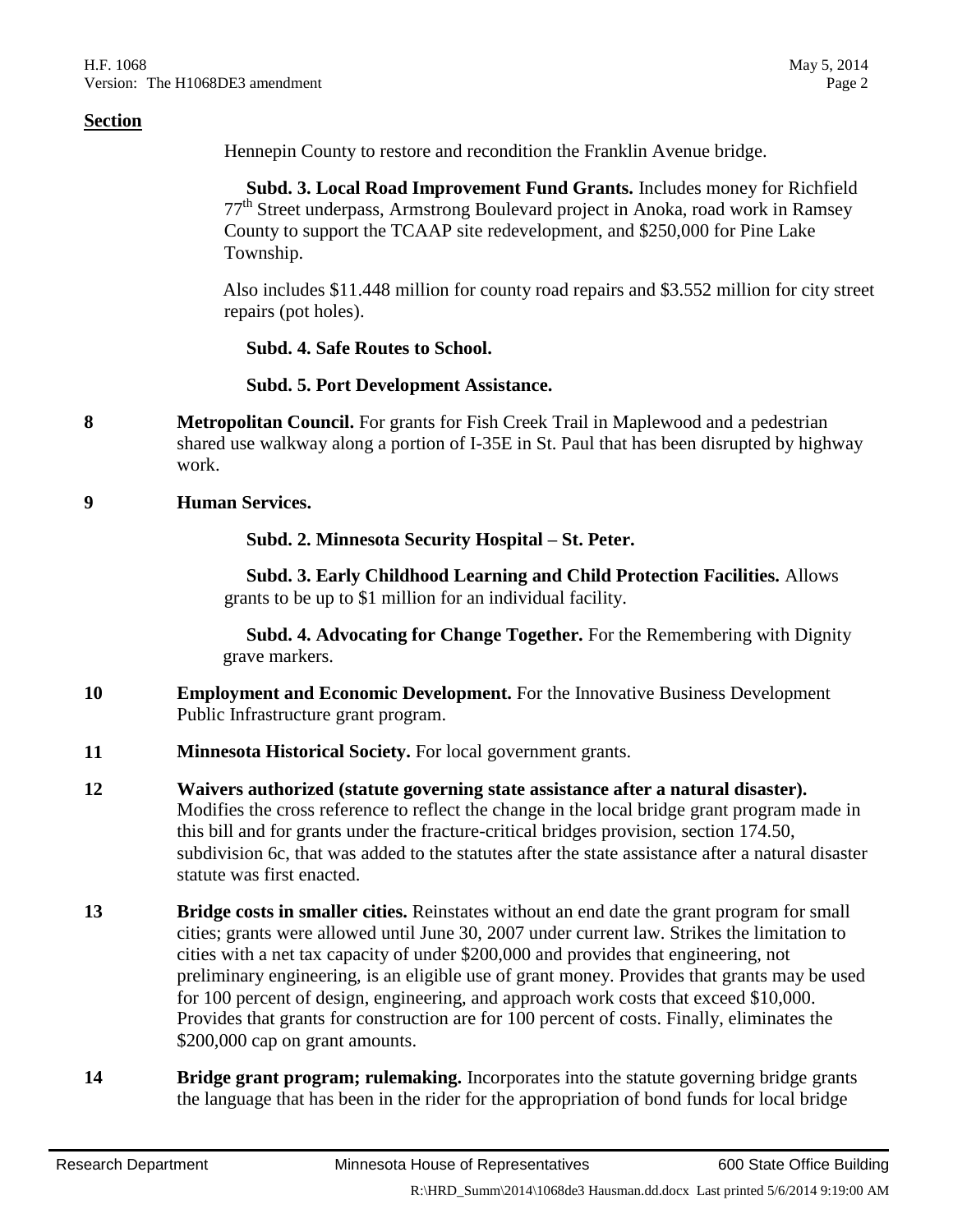**Section**

Hennepin County to restore and recondition the Franklin Avenue bridge.

**Subd. 3. Local Road Improvement Fund Grants.** Includes money for Richfield 77th Street underpass, Armstrong Boulevard project in Anoka, road work in Ramsey County to support the TCAAP site redevelopment, and $250,000 for Pine Lake Township.

Also includes $11.448 million for county road repairs and $3.552 million for city street repairs (pot holes).

**Subd. 4. Safe Routes to School.**

**Subd. 5. Port Development Assistance.**

**8** **Metropolitan Council.** For grants for Fish Creek Trail in Maplewood and a pedestrian shared use walkway along a portion of I-35E in St. Paul that has been disrupted by highway work.

**9** **Human Services.**

**Subd. 2. Minnesota Security Hospital – St. Peter.**

**Subd. 3. Early Childhood Learning and Child Protection Facilities.** Allows grants to be up to $1 million for an individual facility.

**Subd. 4. Advocating for Change Together.** For the Remembering with Dignity grave markers.

**10** **Employment and Economic Development.** For the Innovative Business Development Public Infrastructure grant program.

**11** **Minnesota Historical Society.** For local government grants.

**12** **Waivers authorized (statute governing state assistance after a natural disaster).** Modifies the cross reference to reflect the change in the local bridge grant program made in this bill and for grants under the fracture-critical bridges provision, section 174.50, subdivision 6c, that was added to the statutes after the state assistance after a natural disaster statute was first enacted.

**13** **Bridge costs in smaller cities.** Reinstates without an end date the grant program for small cities; grants were allowed until June 30, 2007 under current law. Strikes the limitation to cities with a net tax capacity of under $200,000 and provides that engineering, not preliminary engineering, is an eligible use of grant money. Provides that grants may be used for 100 percent of design, engineering, and approach work costs that exceed $10,000. Provides that grants for construction are for 100 percent of costs. Finally, eliminates the $200,000 cap on grant amounts.

**14** **Bridge grant program; rulemaking.** Incorporates into the statute governing bridge grants the language that has been in the rider for the appropriation of bond funds for local bridge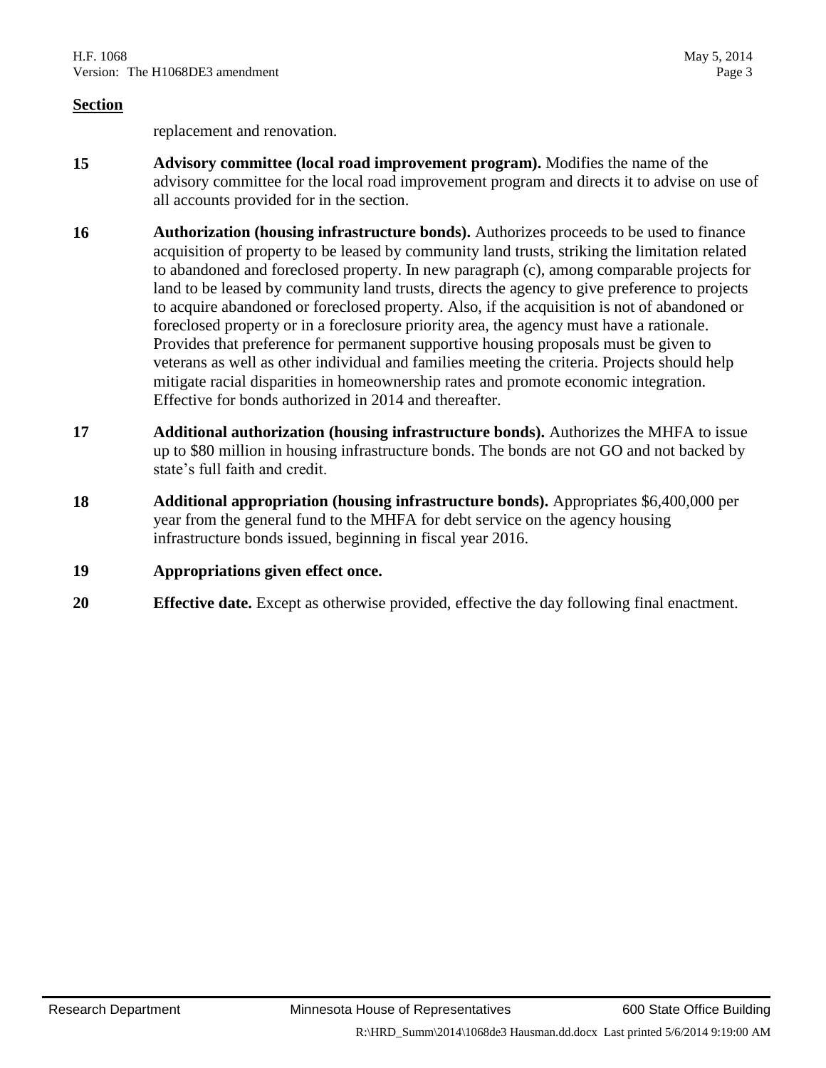**Section**

replacement and renovation.

**15** **Advisory committee (local road improvement program).** Modifies the name of the advisory committee for the local road improvement program and directs it to advise on use of all accounts provided for in the section.

**16** **Authorization (housing infrastructure bonds).** Authorizes proceeds to be used to finance acquisition of property to be leased by community land trusts, striking the limitation related to abandoned and foreclosed property. In new paragraph (c), among comparable projects for land to be leased by community land trusts, directs the agency to give preference to projects to acquire abandoned or foreclosed property. Also, if the acquisition is not of abandoned or foreclosed property or in a foreclosure priority area, the agency must have a rationale. Provides that preference for permanent supportive housing proposals must be given to veterans as well as other individual and families meeting the criteria. Projects should help mitigate racial disparities in homeownership rates and promote economic integration. Effective for bonds authorized in 2014 and thereafter.

**17** **Additional authorization (housing infrastructure bonds).** Authorizes the MHFA to issue up to $80 million in housing infrastructure bonds. The bonds are not GO and not backed by state's full faith and credit.

**18** **Additional appropriation (housing infrastructure bonds).** Appropriates $6,400,000 per year from the general fund to the MHFA for debt service on the agency housing infrastructure bonds issued, beginning in fiscal year 2016.

**19** **Appropriations given effect once.**

**20** **Effective date.** Except as otherwise provided, effective the day following final enactment.